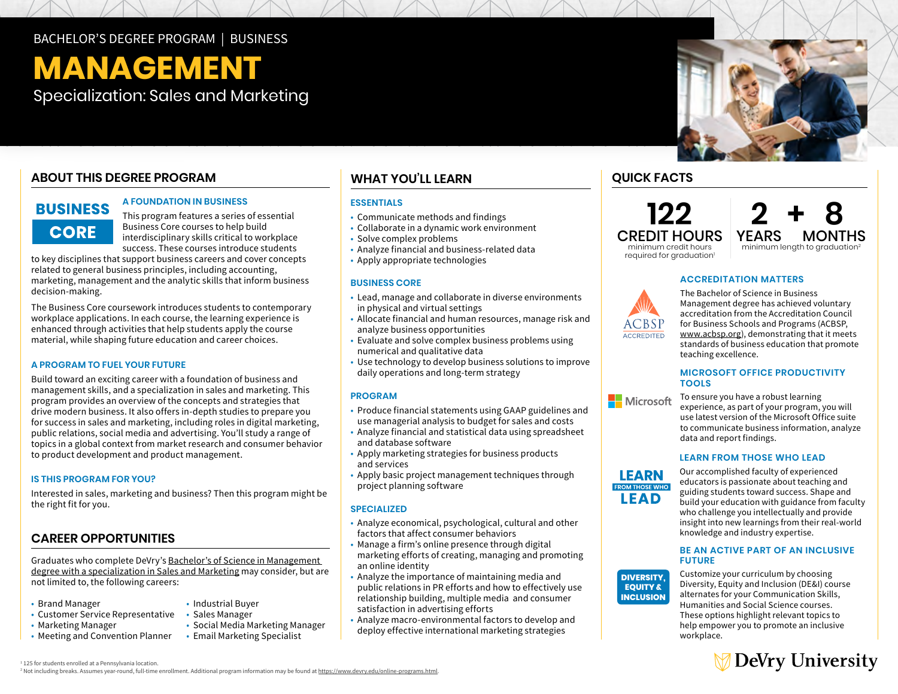BACHELOR'S DEGREE PROGRAM | BUSINESS

# MANAGEMENT

Specialization: Sales and Marketing

## ABOUT THIS DEGREE PROGRAM

**BUSINESS CORE**

### A FOUNDATION IN BUSINESS

This program features a series of essential Business Core courses to help build interdisciplinary skills critical to workplace success. These courses introduce students to key disciplines that support business careers and cover concepts related to general business principles, including accounting, marketing, management and the analytic skills that inform business decision-making.

The Business Core coursework introduces students to contemporary workplace applications. In each course, the learning experience is enhanced through activities that help students apply the course material, while shaping future education and career choices.

### A PROGRAM TO FUEL YOUR FUTURE

Build toward an exciting career with a foundation of business and management skills, and a specialization in sales and marketing. This program provides an overview of the concepts and strategies that drive modern business. It also offers in-depth studies to prepare you for success in sales and marketing, including roles in digital marketing, public relations, social media and advertising. You'll study a range of topics in a global context from market research and consumer behavior to product development and product management.

### IS THIS PROGRAM FOR YOU?

Interested in sales, marketing and business? Then this program might be the right fit for you.

## CAREER OPPORTUNITIES

Graduates who complete DeVry's Bachelor's of Science in Management degree with a specialization in Sales and Marketing may consider, but are not limited to, the following careers:

- Brand Manager
- Customer Service Representative
- Marketing Manager
- Meeting and Convention Planner
- Industrial Buyer
- Sales Manager
- Social Media Marketing Manager
- Email Marketing Specialist

## WHAT YOU'LL LEARN

### ESSENTIALS

- Communicate methods and findings
- Collaborate in a dynamic work environment
- Solve complex problems
- Analyze financial and business-related data
- Apply appropriate technologies

### BUSINESS CORE

- Lead, manage and collaborate in diverse environments in physical and virtual settings
- Allocate financial and human resources, manage risk and analyze business opportunities
- Evaluate and solve complex business problems using numerical and qualitative data
- Use technology to develop business solutions to improve daily operations and long-term strategy

### PROGRAM

- Produce financial statements using GAAP guidelines and use managerial analysis to budget for sales and costs
- Analyze financial and statistical data using spreadsheet and database software
- Apply marketing strategies for business products and services
- Apply basic project management techniques through project planning software

### SPECIALIZED

- Analyze economical, psychological, cultural and other factors that affect consumer behaviors
- Manage a firm's online presence through digital marketing efforts of creating, managing and promoting an online identity
- Analyze the importance of maintaining media and public relations in PR efforts and how to effectively use relationship building, multiple media and consumer satisfaction in advertising efforts
- Analyze macro-environmental factors to develop and deploy effective international marketing strategies

## QUICK FACTS

**122 CREDIT HOURS** minimum credit hours required for graduation[1]

**2 YEARS + 8 MONTHS** minimum length to graduation[2]

### ACCREDITATION MATTERS

ACBSP ACCREDITED

The Bachelor of Science in Business Management degree has achieved voluntary accreditation from the Accreditation Council for Business Schools and Programs (ACBSP, www.acbsp.org), demonstrating that it meets standards of business education that promote teaching excellence.

### MICROSOFT OFFICE PRODUCTIVITY TOOLS

To ensure you have a robust learning experience, as part of your program, you will use latest version of the Microsoft Office suite to communicate business information, analyze data and report findings.

### LEARN FROM THOSE WHO LEAD

Our accomplished faculty of experienced educators is passionate about teaching and guiding students toward success. Shape and build your education with guidance from faculty who challenge you intellectually and provide insight into new learnings from their real-world knowledge and industry expertise.

### BE AN ACTIVE PART OF AN INCLUSIVE FUTURE

Customize your curriculum by choosing Diversity, Equity and Inclusion (DE&I) course alternates for your Communication Skills, Humanities and Social Science courses. These options highlight relevant topics to help empower you to promote an inclusive workplace.

DeVry University

[1] 125 for students enrolled at a Pennsylvania location.
[2] Not including breaks. Assumes year-round, full-time enrollment. Additional program information may be found at https://www.devry.edu/online-programs.html.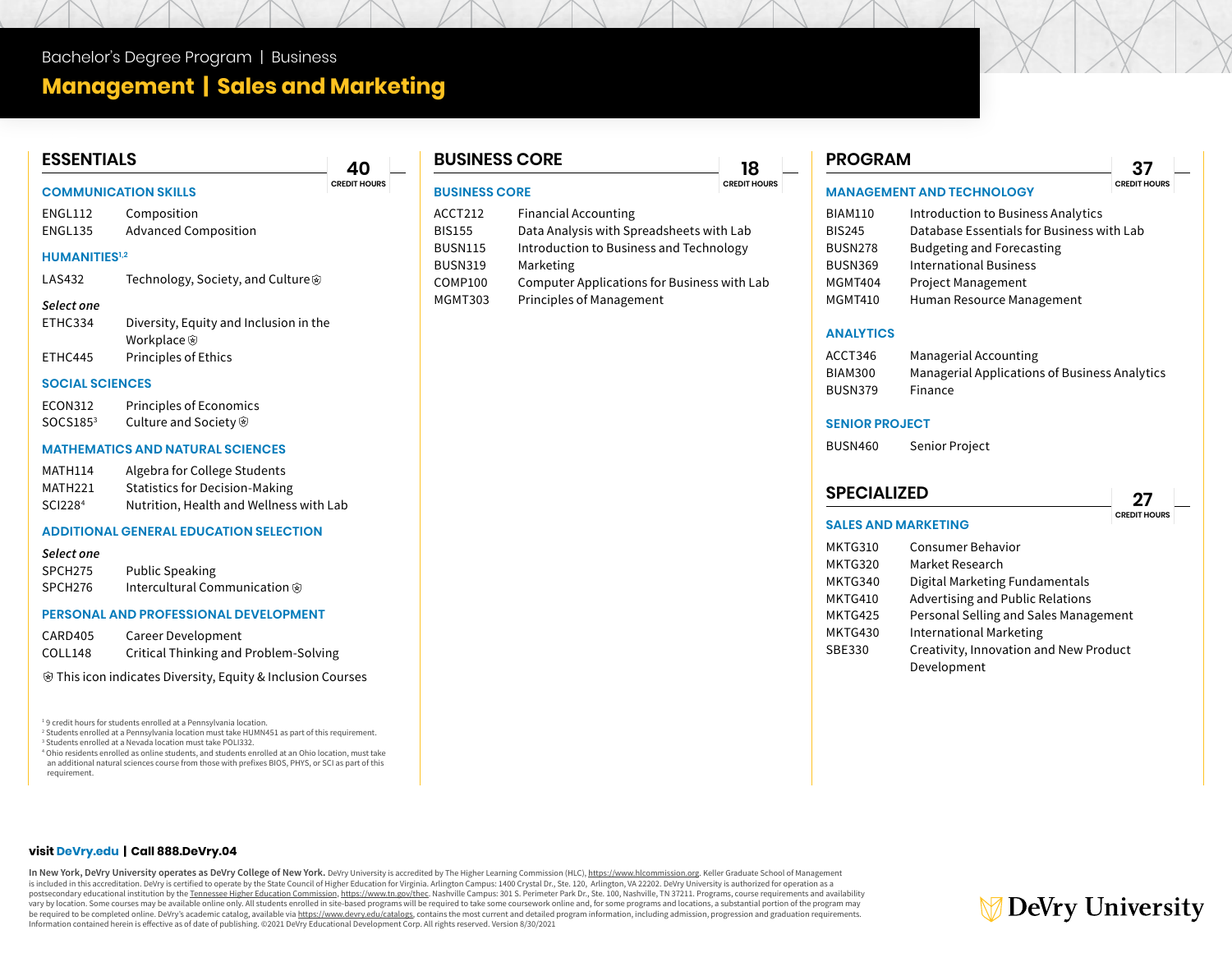Bachelor's Degree Program | Business

# Management | Sales and Marketing

## ESSENTIALS

**40** CREDIT HOURS

### COMMUNICATION SKILLS

| | |
|---|---|
| ENGL112 | Composition |
| ENGL135 | Advanced Composition |

### HUMANITIES[1,2]

| | |
|---|---|
| LAS432 | Technology, Society, and Culture ⊛ |

*Select one*

| | |
|---|---|
| ETHC334 | Diversity, Equity and Inclusion in the Workplace ⊛ |
| ETHC445 | Principles of Ethics |

### SOCIAL SCIENCES

| | |
|---|---|
| ECON312 | Principles of Economics |
| SOCS185[3] | Culture and Society ⊛ |

### MATHEMATICS AND NATURAL SCIENCES

| | |
|---|---|
| MATH114 | Algebra for College Students |
| MATH221 | Statistics for Decision-Making |
| SCI228[4] | Nutrition, Health and Wellness with Lab |

### ADDITIONAL GENERAL EDUCATION SELECTION

*Select one*

| | |
|---|---|
| SPCH275 | Public Speaking |
| SPCH276 | Intercultural Communication ⊛ |

### PERSONAL AND PROFESSIONAL DEVELOPMENT

| | |
|---|---|
| CARD405 | Career Development |
| COLL148 | Critical Thinking and Problem-Solving |

⊛ This icon indicates Diversity, Equity & Inclusion Courses

[1] 9 credit hours for students enrolled at a Pennsylvania location.
[2] Students enrolled at a Pennsylvania location must take HUMN451 as part of this requirement.
[3] Students enrolled at a Nevada location must take POLI332.
[4] Ohio residents enrolled as online students, and students enrolled at an Ohio location, must take an additional natural sciences course from those with prefixes BIOS, PHYS, or SCI as part of this requirement.

## BUSINESS CORE

**18** CREDIT HOURS

### BUSINESS CORE

| | |
|---|---|
| ACCT212 | Financial Accounting |
| BIS155 | Data Analysis with Spreadsheets with Lab |
| BUSN115 | Introduction to Business and Technology |
| BUSN319 | Marketing |
| COMP100 | Computer Applications for Business with Lab |
| MGMT303 | Principles of Management |

## PROGRAM

**37** CREDIT HOURS

### MANAGEMENT AND TECHNOLOGY

| | |
|---|---|
| BIAM110 | Introduction to Business Analytics |
| BIS245 | Database Essentials for Business with Lab |
| BUSN278 | Budgeting and Forecasting |
| BUSN369 | International Business |
| MGMT404 | Project Management |
| MGMT410 | Human Resource Management |

### ANALYTICS

| | |
|---|---|
| ACCT346 | Managerial Accounting |
| BIAM300 | Managerial Applications of Business Analytics |
| BUSN379 | Finance |

### SENIOR PROJECT

| | |
|---|---|
| BUSN460 | Senior Project |

## SPECIALIZED

**27** CREDIT HOURS

### SALES AND MARKETING

| | |
|---|---|
| MKTG310 | Consumer Behavior |
| MKTG320 | Market Research |
| MKTG340 | Digital Marketing Fundamentals |
| MKTG410 | Advertising and Public Relations |
| MKTG425 | Personal Selling and Sales Management |
| MKTG430 | International Marketing |
| SBE330 | Creativity, Innovation and New Product Development |

**visit DeVry.edu | Call 888.DeVry.04**

**In New York, DeVry University operates as DeVry College of New York.** DeVry University is accredited by The Higher Learning Commission (HLC), https://www.hlcommission.org. Keller Graduate School of Management is included in this accreditation. DeVry is certified to operate by the State Council of Higher Education for Virginia. Arlington Campus: 1400 Crystal Dr., Ste. 120, Arlington, VA 22202. DeVry University is authorized for operation as a postsecondary educational institution by the Tennessee Higher Education Commission, https://www.tn.gov/thec. Nashville Campus: 301 S. Perimeter Park Dr., Ste. 100, Nashville, TN 37211. Programs, course requirements and availability vary by location. Some courses may be available online only. All students enrolled in site-based programs will be required to take some coursework online and, for some programs and locations, a substantial portion of the program may be required to be completed online. DeVry's academic catalog, available via https://www.devry.edu/catalogs, contains the most current and detailed program information, including admission, progression and graduation requirements. Information contained herein is effective as of date of publishing. ©2021 DeVry Educational Development Corp. All rights reserved. Version 8/30/2021

DeVry University